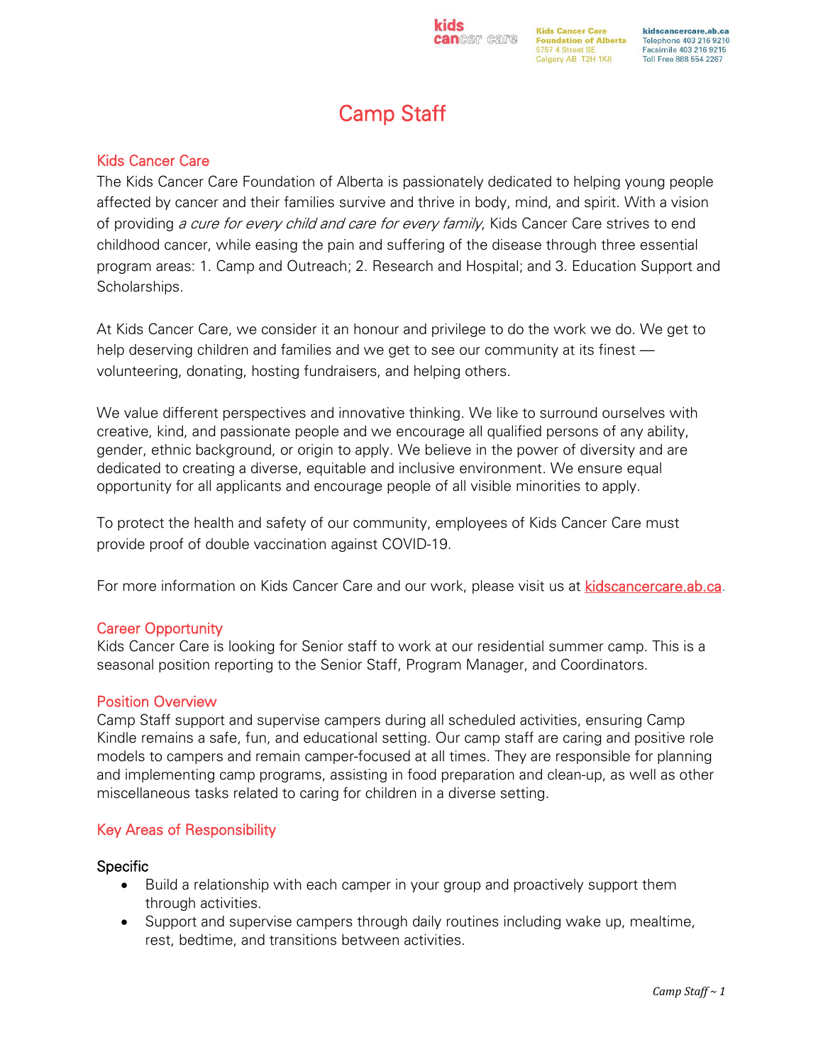Kids Cancer Care Foundation of Alberta
5757 4 Street SE
Calgary AB T2H 1K8

kidscancercare.ab.ca
Telephone 403 216 9210
Facsimile 403 216 9215
Toll Free 888 554 2267

# Camp Staff

## Kids Cancer Care

The Kids Cancer Care Foundation of Alberta is passionately dedicated to helping young people affected by cancer and their families survive and thrive in body, mind, and spirit. With a vision of providing *a cure for every child and care for every family*, Kids Cancer Care strives to end childhood cancer, while easing the pain and suffering of the disease through three essential program areas: 1. Camp and Outreach; 2. Research and Hospital; and 3. Education Support and Scholarships.

At Kids Cancer Care, we consider it an honour and privilege to do the work we do. We get to help deserving children and families and we get to see our community at its finest — volunteering, donating, hosting fundraisers, and helping others.

We value different perspectives and innovative thinking. We like to surround ourselves with creative, kind, and passionate people and we encourage all qualified persons of any ability, gender, ethnic background, or origin to apply. We believe in the power of diversity and are dedicated to creating a diverse, equitable and inclusive environment. We ensure equal opportunity for all applicants and encourage people of all visible minorities to apply.

To protect the health and safety of our community, employees of Kids Cancer Care must provide proof of double vaccination against COVID-19.

For more information on Kids Cancer Care and our work, please visit us at [kidscancercare.ab.ca](kidscancercare.ab.ca).

## Career Opportunity

Kids Cancer Care is looking for Senior staff to work at our residential summer camp. This is a seasonal position reporting to the Senior Staff, Program Manager, and Coordinators.

## Position Overview

Camp Staff support and supervise campers during all scheduled activities, ensuring Camp Kindle remains a safe, fun, and educational setting. Our camp staff are caring and positive role models to campers and remain camper-focused at all times. They are responsible for planning and implementing camp programs, assisting in food preparation and clean-up, as well as other miscellaneous tasks related to caring for children in a diverse setting.

## Key Areas of Responsibility

### Specific

- Build a relationship with each camper in your group and proactively support them through activities.
- Support and supervise campers through daily routines including wake up, mealtime, rest, bedtime, and transitions between activities.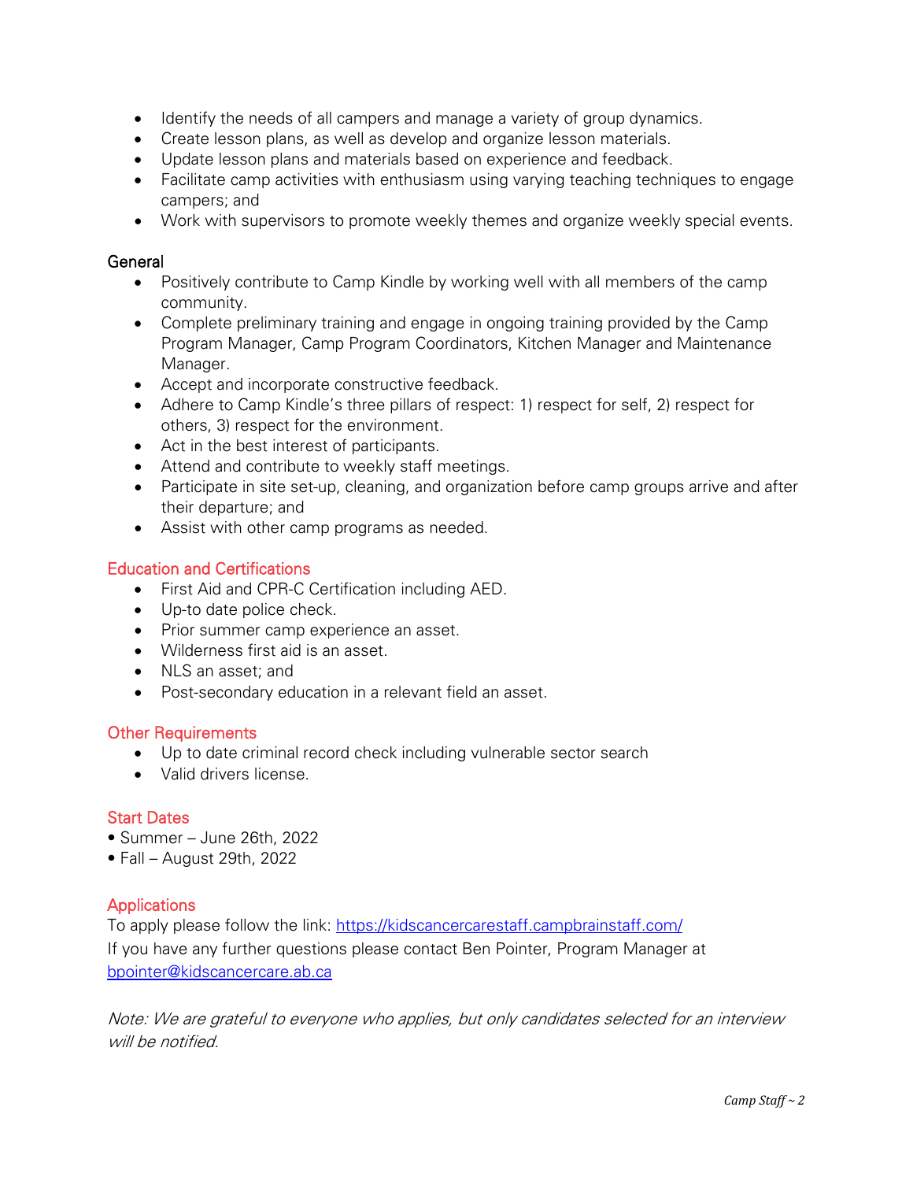- Identify the needs of all campers and manage a variety of group dynamics.
- Create lesson plans, as well as develop and organize lesson materials.
- Update lesson plans and materials based on experience and feedback.
- Facilitate camp activities with enthusiasm using varying teaching techniques to engage campers; and
- Work with supervisors to promote weekly themes and organize weekly special events.

### General

- Positively contribute to Camp Kindle by working well with all members of the camp community.
- Complete preliminary training and engage in ongoing training provided by the Camp Program Manager, Camp Program Coordinators, Kitchen Manager and Maintenance Manager.
- Accept and incorporate constructive feedback.
- Adhere to Camp Kindle's three pillars of respect: 1) respect for self, 2) respect for others, 3) respect for the environment.
- Act in the best interest of participants.
- Attend and contribute to weekly staff meetings.
- Participate in site set-up, cleaning, and organization before camp groups arrive and after their departure; and
- Assist with other camp programs as needed.

## Education and Certifications

- First Aid and CPR-C Certification including AED.
- Up-to date police check.
- Prior summer camp experience an asset.
- Wilderness first aid is an asset.
- NLS an asset; and
- Post-secondary education in a relevant field an asset.

## Other Requirements

- Up to date criminal record check including vulnerable sector search
- Valid drivers license.

## Start Dates

- Summer – June 26th, 2022
- Fall – August 29th, 2022

## Applications

To apply please follow the link: https://kidscancercarestaff.campbrainstaff.com/

If you have any further questions please contact Ben Pointer, Program Manager at bpointer@kidscancercare.ab.ca

*Note: We are grateful to everyone who applies, but only candidates selected for an interview will be notified.*